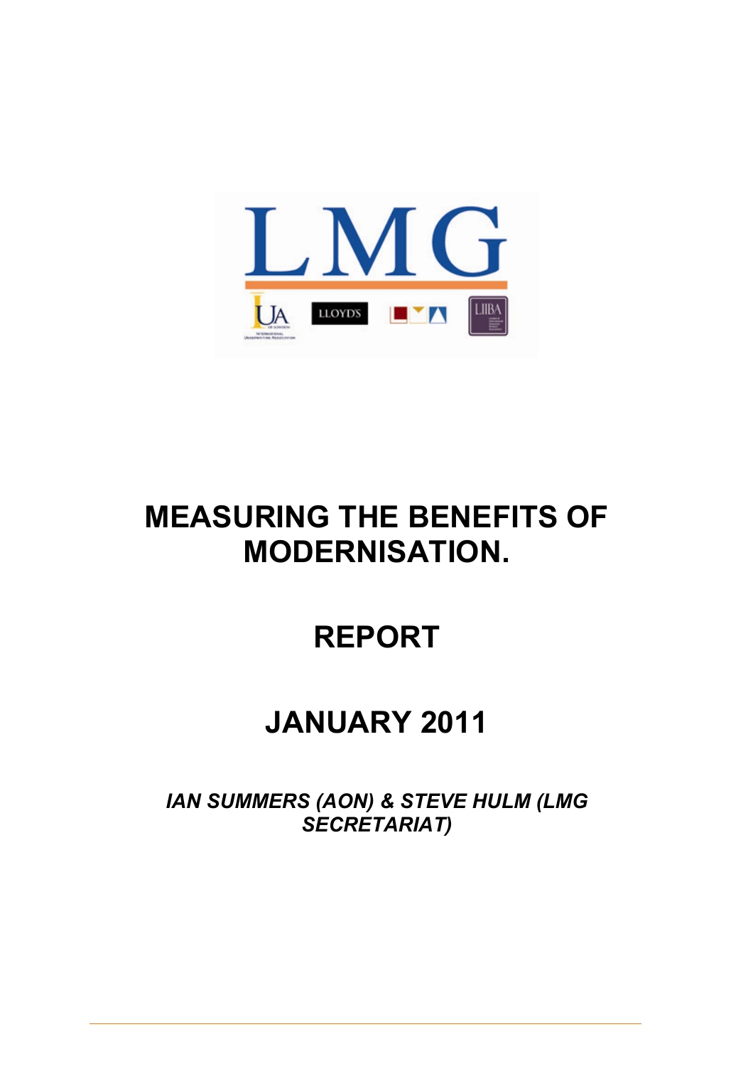# MEASURING THE BENEFITS OF MODERNISATION.

## REPORT

## JANUARY 2011

***IAN SUMMERS (AON) & STEVE HULM (LMG SECRETARIAT)***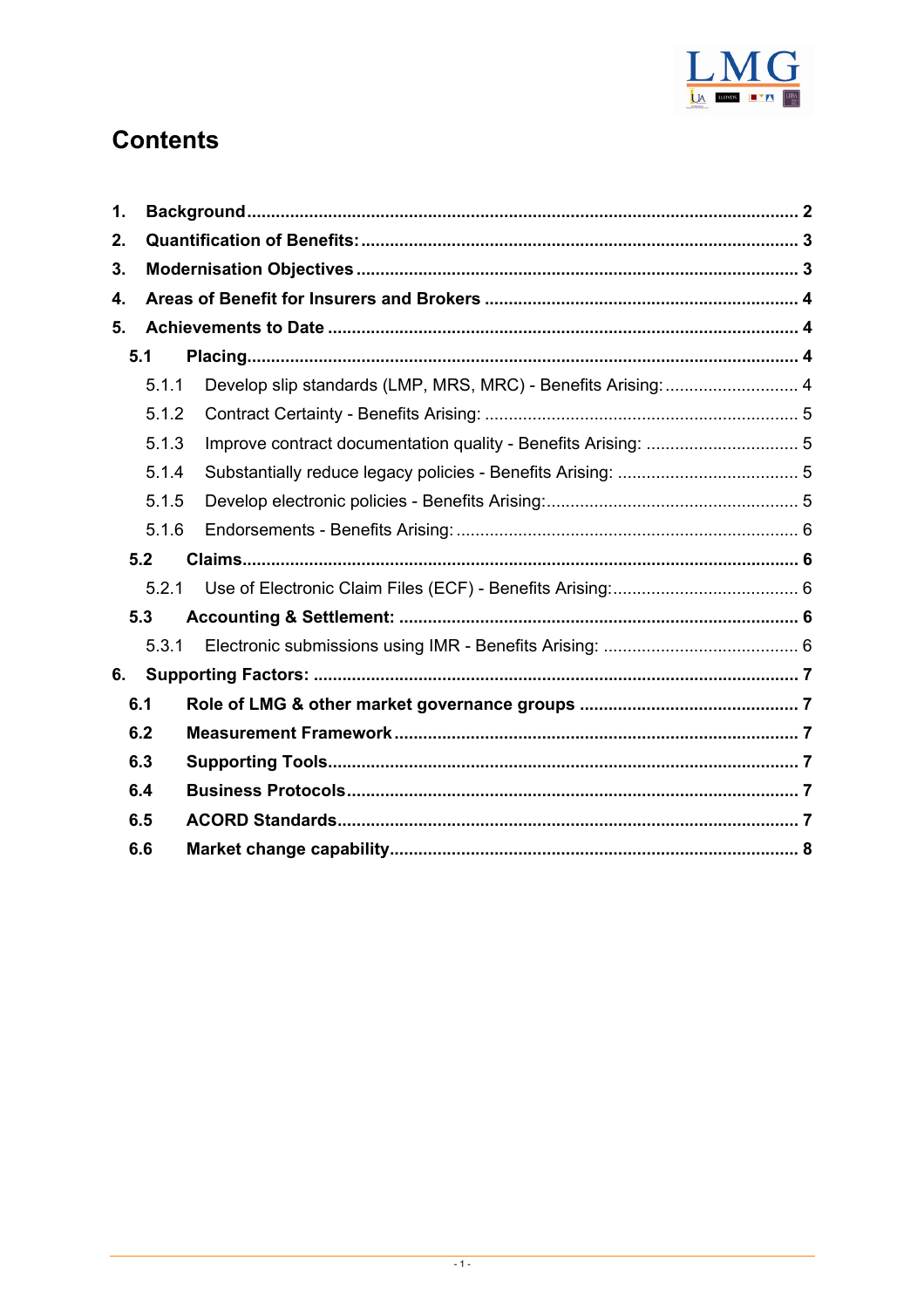# Contents

**1. Background** ........ **2**

**2. Quantification of Benefits:** ........ **3**

**3. Modernisation Objectives** ........ **3**

**4. Areas of Benefit for Insurers and Brokers** ........ **4**

**5. Achievements to Date** ........ **4**

- **5.1 Placing** ........ **4**
  - 5.1.1 Develop slip standards (LMP, MRS, MRC) - Benefits Arising: ........ 4
  - 5.1.2 Contract Certainty - Benefits Arising: ........ 5
  - 5.1.3 Improve contract documentation quality - Benefits Arising: ........ 5
  - 5.1.4 Substantially reduce legacy policies - Benefits Arising: ........ 5
  - 5.1.5 Develop electronic policies - Benefits Arising: ........ 5
  - 5.1.6 Endorsements - Benefits Arising: ........ 6
- **5.2 Claims** ........ **6**
  - 5.2.1 Use of Electronic Claim Files (ECF) - Benefits Arising: ........ 6
- **5.3 Accounting & Settlement:** ........ **6**
  - 5.3.1 Electronic submissions using IMR - Benefits Arising: ........ 6

**6. Supporting Factors:** ........ **7**

- **6.1 Role of LMG & other market governance groups** ........ **7**
- **6.2 Measurement Framework** ........ **7**
- **6.3 Supporting Tools** ........ **7**
- **6.4 Business Protocols** ........ **7**
- **6.5 ACORD Standards** ........ **7**
- **6.6 Market change capability** ........ **8**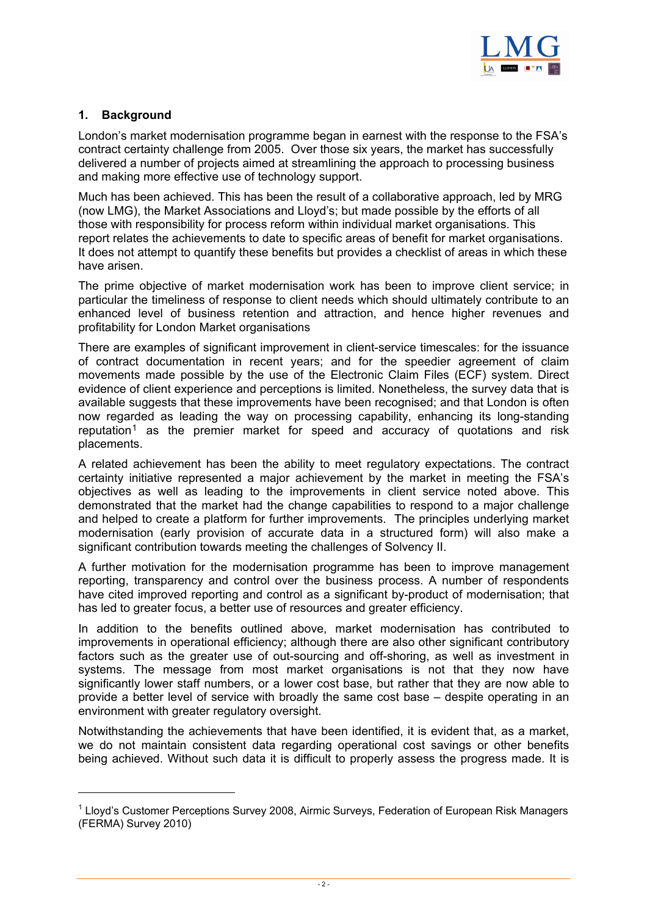## 1. Background

London's market modernisation programme began in earnest with the response to the FSA's contract certainty challenge from 2005. Over those six years, the market has successfully delivered a number of projects aimed at streamlining the approach to processing business and making more effective use of technology support.

Much has been achieved. This has been the result of a collaborative approach, led by MRG (now LMG), the Market Associations and Lloyd's; but made possible by the efforts of all those with responsibility for process reform within individual market organisations. This report relates the achievements to date to specific areas of benefit for market organisations. It does not attempt to quantify these benefits but provides a checklist of areas in which these have arisen.

The prime objective of market modernisation work has been to improve client service; in particular the timeliness of response to client needs which should ultimately contribute to an enhanced level of business retention and attraction, and hence higher revenues and profitability for London Market organisations

There are examples of significant improvement in client-service timescales: for the issuance of contract documentation in recent years; and for the speedier agreement of claim movements made possible by the use of the Electronic Claim Files (ECF) system. Direct evidence of client experience and perceptions is limited. Nonetheless, the survey data that is available suggests that these improvements have been recognised; and that London is often now regarded as leading the way on processing capability, enhancing its long-standing reputation[1] as the premier market for speed and accuracy of quotations and risk placements.

A related achievement has been the ability to meet regulatory expectations. The contract certainty initiative represented a major achievement by the market in meeting the FSA's objectives as well as leading to the improvements in client service noted above. This demonstrated that the market had the change capabilities to respond to a major challenge and helped to create a platform for further improvements. The principles underlying market modernisation (early provision of accurate data in a structured form) will also make a significant contribution towards meeting the challenges of Solvency II.

A further motivation for the modernisation programme has been to improve management reporting, transparency and control over the business process. A number of respondents have cited improved reporting and control as a significant by-product of modernisation; that has led to greater focus, a better use of resources and greater efficiency.

In addition to the benefits outlined above, market modernisation has contributed to improvements in operational efficiency; although there are also other significant contributory factors such as the greater use of out-sourcing and off-shoring, as well as investment in systems. The message from most market organisations is not that they now have significantly lower staff numbers, or a lower cost base, but rather that they are now able to provide a better level of service with broadly the same cost base – despite operating in an environment with greater regulatory oversight.

Notwithstanding the achievements that have been identified, it is evident that, as a market, we do not maintain consistent data regarding operational cost savings or other benefits being achieved. Without such data it is difficult to properly assess the progress made. It is

---

[1] Lloyd's Customer Perceptions Survey 2008, Airmic Surveys, Federation of European Risk Managers (FERMA) Survey 2010)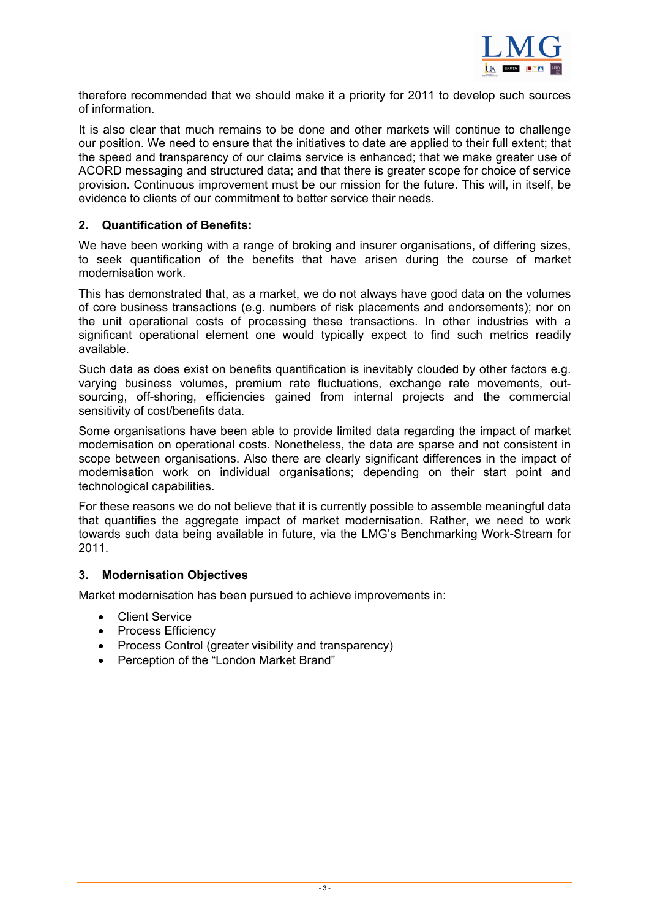therefore recommended that we should make it a priority for 2011 to develop such sources of information.

It is also clear that much remains to be done and other markets will continue to challenge our position. We need to ensure that the initiatives to date are applied to their full extent; that the speed and transparency of our claims service is enhanced; that we make greater use of ACORD messaging and structured data; and that there is greater scope for choice of service provision. Continuous improvement must be our mission for the future. This will, in itself, be evidence to clients of our commitment to better service their needs.

## 2. Quantification of Benefits:

We have been working with a range of broking and insurer organisations, of differing sizes, to seek quantification of the benefits that have arisen during the course of market modernisation work.

This has demonstrated that, as a market, we do not always have good data on the volumes of core business transactions (e.g. numbers of risk placements and endorsements); nor on the unit operational costs of processing these transactions. In other industries with a significant operational element one would typically expect to find such metrics readily available.

Such data as does exist on benefits quantification is inevitably clouded by other factors e.g. varying business volumes, premium rate fluctuations, exchange rate movements, out-sourcing, off-shoring, efficiencies gained from internal projects and the commercial sensitivity of cost/benefits data.

Some organisations have been able to provide limited data regarding the impact of market modernisation on operational costs. Nonetheless, the data are sparse and not consistent in scope between organisations. Also there are clearly significant differences in the impact of modernisation work on individual organisations; depending on their start point and technological capabilities.

For these reasons we do not believe that it is currently possible to assemble meaningful data that quantifies the aggregate impact of market modernisation. Rather, we need to work towards such data being available in future, via the LMG's Benchmarking Work-Stream for 2011.

## 3. Modernisation Objectives

Market modernisation has been pursued to achieve improvements in:

- Client Service
- Process Efficiency
- Process Control (greater visibility and transparency)
- Perception of the "London Market Brand"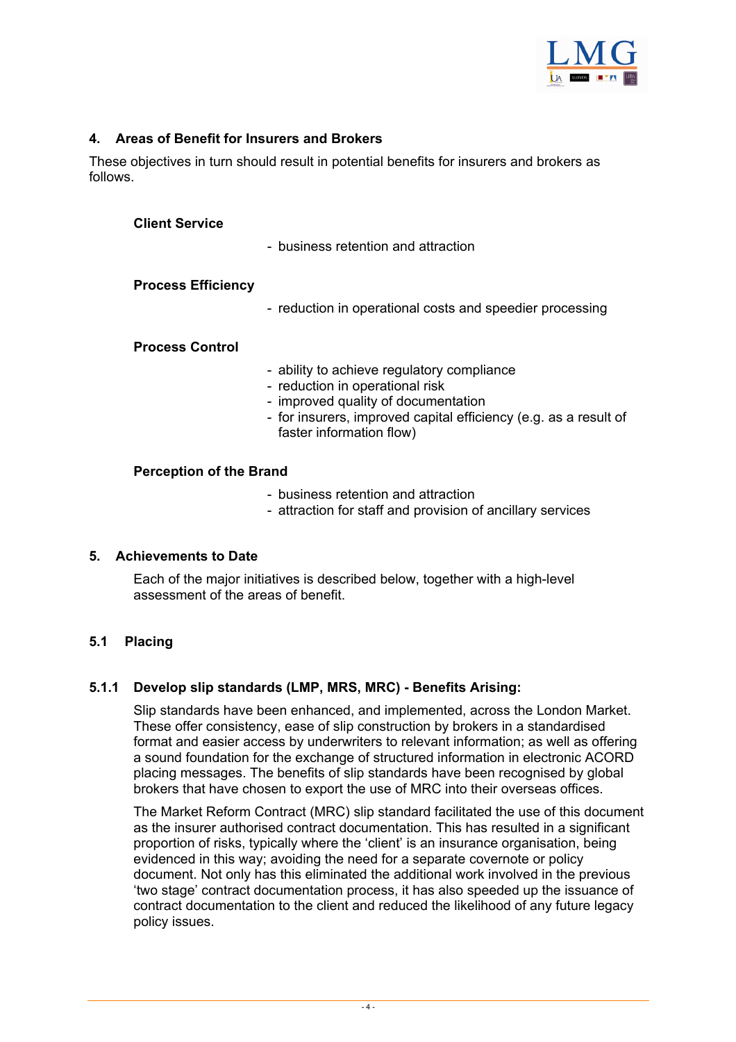## 4. Areas of Benefit for Insurers and Brokers

These objectives in turn should result in potential benefits for insurers and brokers as follows.

**Client Service**

- business retention and attraction

**Process Efficiency**

- reduction in operational costs and speedier processing

**Process Control**

- ability to achieve regulatory compliance
- reduction in operational risk
- improved quality of documentation
- for insurers, improved capital efficiency (e.g. as a result of faster information flow)

**Perception of the Brand**

- business retention and attraction
- attraction for staff and provision of ancillary services

## 5. Achievements to Date

Each of the major initiatives is described below, together with a high-level assessment of the areas of benefit.

### 5.1 Placing

#### 5.1.1 Develop slip standards (LMP, MRS, MRC) - Benefits Arising:

Slip standards have been enhanced, and implemented, across the London Market. These offer consistency, ease of slip construction by brokers in a standardised format and easier access by underwriters to relevant information; as well as offering a sound foundation for the exchange of structured information in electronic ACORD placing messages. The benefits of slip standards have been recognised by global brokers that have chosen to export the use of MRC into their overseas offices.

The Market Reform Contract (MRC) slip standard facilitated the use of this document as the insurer authorised contract documentation. This has resulted in a significant proportion of risks, typically where the 'client' is an insurance organisation, being evidenced in this way; avoiding the need for a separate covernote or policy document. Not only has this eliminated the additional work involved in the previous 'two stage' contract documentation process, it has also speeded up the issuance of contract documentation to the client and reduced the likelihood of any future legacy policy issues.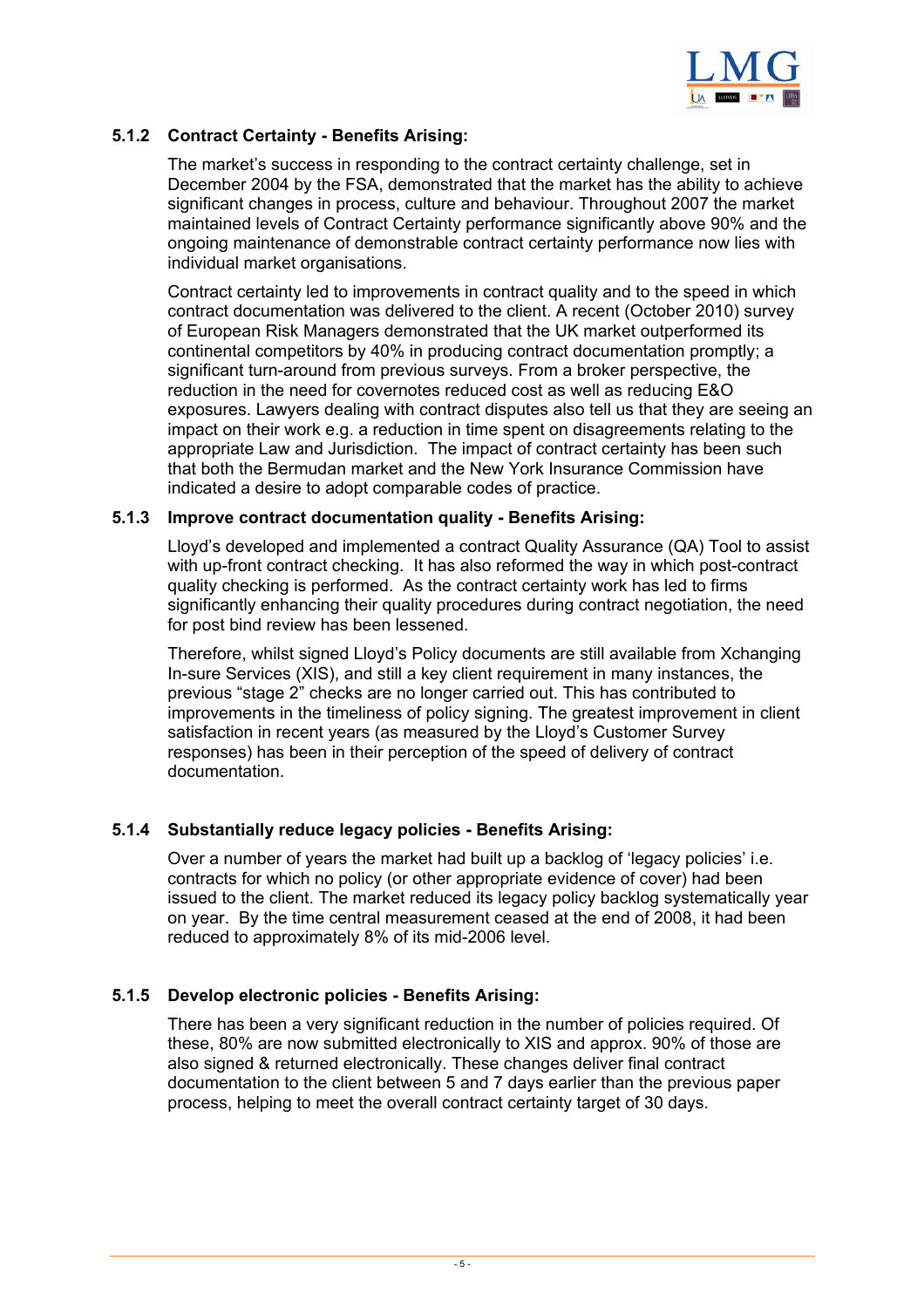### 5.1.2 Contract Certainty - Benefits Arising:

The market's success in responding to the contract certainty challenge, set in December 2004 by the FSA, demonstrated that the market has the ability to achieve significant changes in process, culture and behaviour. Throughout 2007 the market maintained levels of Contract Certainty performance significantly above 90% and the ongoing maintenance of demonstrable contract certainty performance now lies with individual market organisations.

Contract certainty led to improvements in contract quality and to the speed in which contract documentation was delivered to the client. A recent (October 2010) survey of European Risk Managers demonstrated that the UK market outperformed its continental competitors by 40% in producing contract documentation promptly; a significant turn-around from previous surveys. From a broker perspective, the reduction in the need for covernotes reduced cost as well as reducing E&O exposures. Lawyers dealing with contract disputes also tell us that they are seeing an impact on their work e.g. a reduction in time spent on disagreements relating to the appropriate Law and Jurisdiction. The impact of contract certainty has been such that both the Bermudan market and the New York Insurance Commission have indicated a desire to adopt comparable codes of practice.

### 5.1.3 Improve contract documentation quality - Benefits Arising:

Lloyd's developed and implemented a contract Quality Assurance (QA) Tool to assist with up-front contract checking. It has also reformed the way in which post-contract quality checking is performed. As the contract certainty work has led to firms significantly enhancing their quality procedures during contract negotiation, the need for post bind review has been lessened.

Therefore, whilst signed Lloyd's Policy documents are still available from Xchanging In-sure Services (XIS), and still a key client requirement in many instances, the previous "stage 2" checks are no longer carried out. This has contributed to improvements in the timeliness of policy signing. The greatest improvement in client satisfaction in recent years (as measured by the Lloyd's Customer Survey responses) has been in their perception of the speed of delivery of contract documentation.

### 5.1.4 Substantially reduce legacy policies - Benefits Arising:

Over a number of years the market had built up a backlog of 'legacy policies' i.e. contracts for which no policy (or other appropriate evidence of cover) had been issued to the client. The market reduced its legacy policy backlog systematically year on year. By the time central measurement ceased at the end of 2008, it had been reduced to approximately 8% of its mid-2006 level.

### 5.1.5 Develop electronic policies - Benefits Arising:

There has been a very significant reduction in the number of policies required. Of these, 80% are now submitted electronically to XIS and approx. 90% of those are also signed & returned electronically. These changes deliver final contract documentation to the client between 5 and 7 days earlier than the previous paper process, helping to meet the overall contract certainty target of 30 days.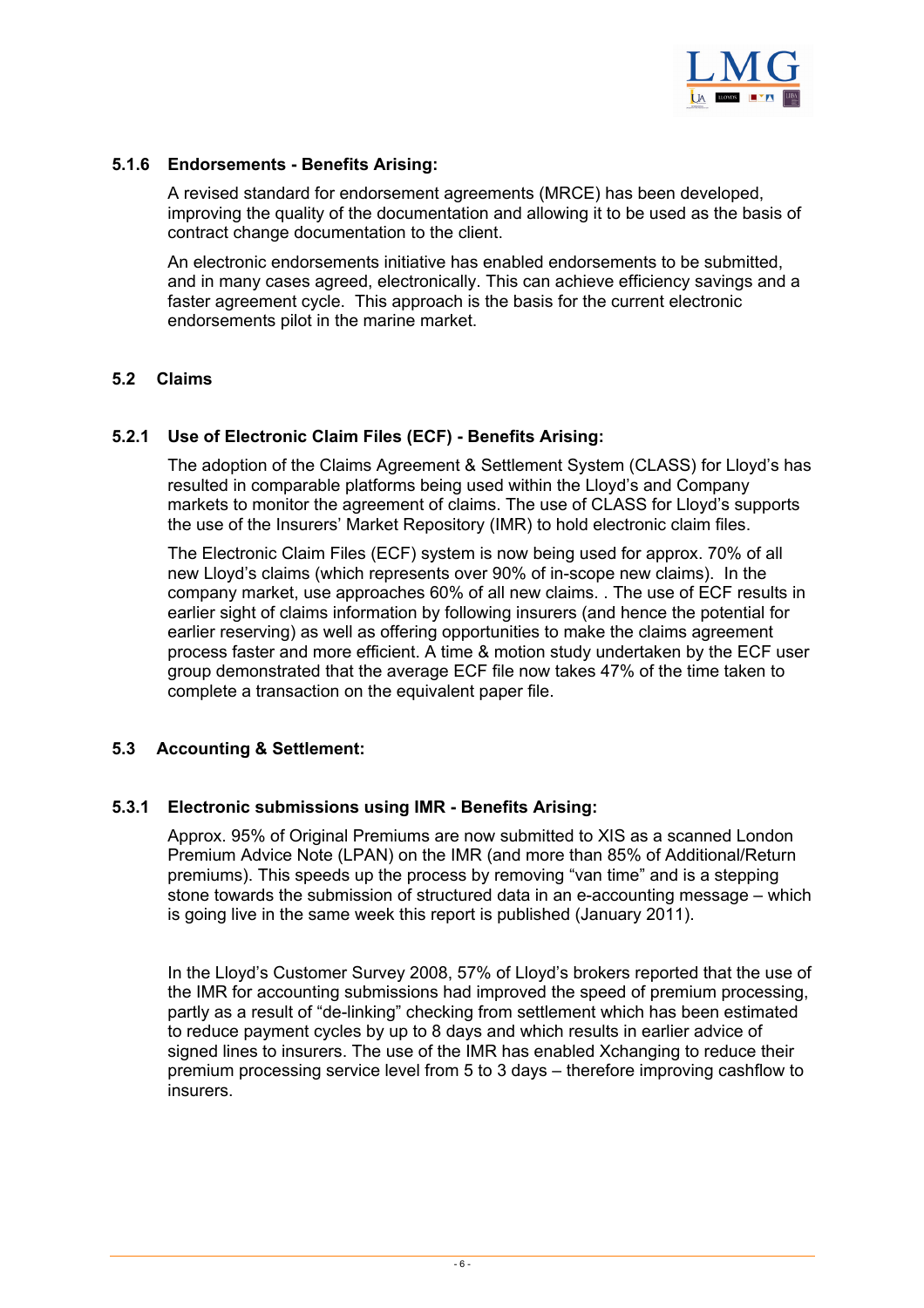### 5.1.6 Endorsements - Benefits Arising:

A revised standard for endorsement agreements (MRCE) has been developed, improving the quality of the documentation and allowing it to be used as the basis of contract change documentation to the client.

An electronic endorsements initiative has enabled endorsements to be submitted, and in many cases agreed, electronically. This can achieve efficiency savings and a faster agreement cycle. This approach is the basis for the current electronic endorsements pilot in the marine market.

## 5.2 Claims

### 5.2.1 Use of Electronic Claim Files (ECF) - Benefits Arising:

The adoption of the Claims Agreement & Settlement System (CLASS) for Lloyd's has resulted in comparable platforms being used within the Lloyd's and Company markets to monitor the agreement of claims. The use of CLASS for Lloyd's supports the use of the Insurers' Market Repository (IMR) to hold electronic claim files.

The Electronic Claim Files (ECF) system is now being used for approx. 70% of all new Lloyd's claims (which represents over 90% of in-scope new claims). In the company market, use approaches 60% of all new claims. . The use of ECF results in earlier sight of claims information by following insurers (and hence the potential for earlier reserving) as well as offering opportunities to make the claims agreement process faster and more efficient. A time & motion study undertaken by the ECF user group demonstrated that the average ECF file now takes 47% of the time taken to complete a transaction on the equivalent paper file.

## 5.3 Accounting & Settlement:

### 5.3.1 Electronic submissions using IMR - Benefits Arising:

Approx. 95% of Original Premiums are now submitted to XIS as a scanned London Premium Advice Note (LPAN) on the IMR (and more than 85% of Additional/Return premiums). This speeds up the process by removing "van time" and is a stepping stone towards the submission of structured data in an e-accounting message – which is going live in the same week this report is published (January 2011).

In the Lloyd's Customer Survey 2008, 57% of Lloyd's brokers reported that the use of the IMR for accounting submissions had improved the speed of premium processing, partly as a result of "de-linking" checking from settlement which has been estimated to reduce payment cycles by up to 8 days and which results in earlier advice of signed lines to insurers. The use of the IMR has enabled Xchanging to reduce their premium processing service level from 5 to 3 days – therefore improving cashflow to insurers.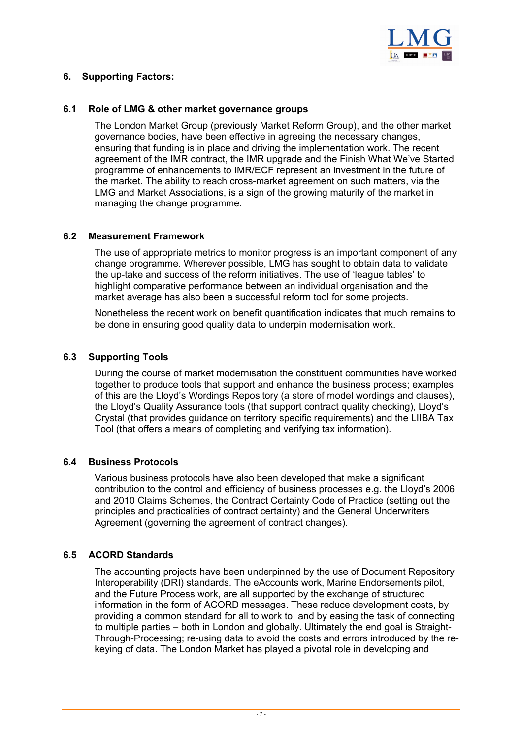## 6. Supporting Factors:

### 6.1 Role of LMG & other market governance groups

The London Market Group (previously Market Reform Group), and the other market governance bodies, have been effective in agreeing the necessary changes, ensuring that funding is in place and driving the implementation work. The recent agreement of the IMR contract, the IMR upgrade and the Finish What We've Started programme of enhancements to IMR/ECF represent an investment in the future of the market. The ability to reach cross-market agreement on such matters, via the LMG and Market Associations, is a sign of the growing maturity of the market in managing the change programme.

### 6.2 Measurement Framework

The use of appropriate metrics to monitor progress is an important component of any change programme. Wherever possible, LMG has sought to obtain data to validate the up-take and success of the reform initiatives. The use of 'league tables' to highlight comparative performance between an individual organisation and the market average has also been a successful reform tool for some projects.

Nonetheless the recent work on benefit quantification indicates that much remains to be done in ensuring good quality data to underpin modernisation work.

### 6.3 Supporting Tools

During the course of market modernisation the constituent communities have worked together to produce tools that support and enhance the business process; examples of this are the Lloyd's Wordings Repository (a store of model wordings and clauses), the Lloyd's Quality Assurance tools (that support contract quality checking), Lloyd's Crystal (that provides guidance on territory specific requirements) and the LIIBA Tax Tool (that offers a means of completing and verifying tax information).

### 6.4 Business Protocols

Various business protocols have also been developed that make a significant contribution to the control and efficiency of business processes e.g. the Lloyd's 2006 and 2010 Claims Schemes, the Contract Certainty Code of Practice (setting out the principles and practicalities of contract certainty) and the General Underwriters Agreement (governing the agreement of contract changes).

### 6.5 ACORD Standards

The accounting projects have been underpinned by the use of Document Repository Interoperability (DRI) standards. The eAccounts work, Marine Endorsements pilot, and the Future Process work, are all supported by the exchange of structured information in the form of ACORD messages. These reduce development costs, by providing a common standard for all to work to, and by easing the task of connecting to multiple parties – both in London and globally. Ultimately the end goal is Straight-Through-Processing; re-using data to avoid the costs and errors introduced by the re-keying of data. The London Market has played a pivotal role in developing and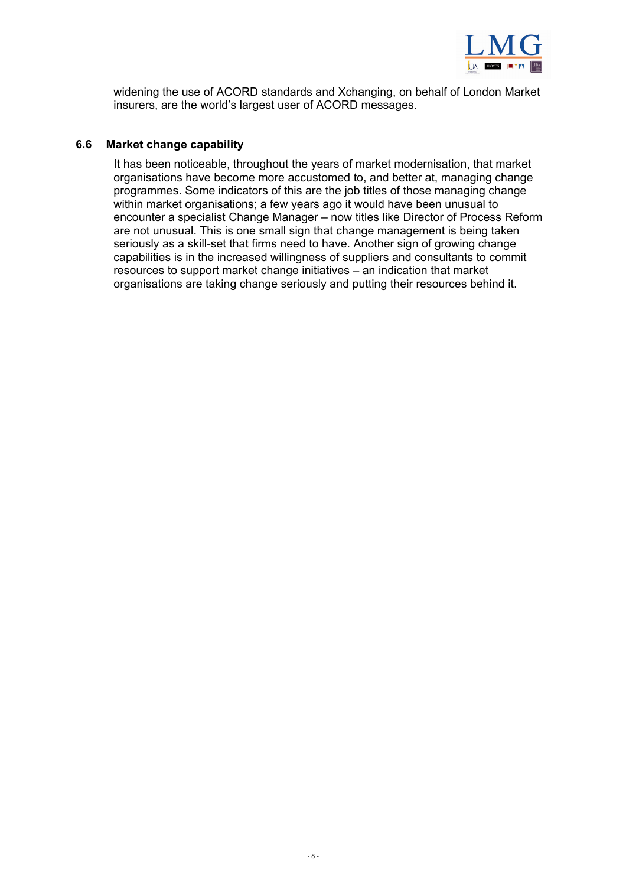widening the use of ACORD standards and Xchanging, on behalf of London Market insurers, are the world's largest user of ACORD messages.

### 6.6 Market change capability

It has been noticeable, throughout the years of market modernisation, that market organisations have become more accustomed to, and better at, managing change programmes. Some indicators of this are the job titles of those managing change within market organisations; a few years ago it would have been unusual to encounter a specialist Change Manager – now titles like Director of Process Reform are not unusual. This is one small sign that change management is being taken seriously as a skill-set that firms need to have. Another sign of growing change capabilities is in the increased willingness of suppliers and consultants to commit resources to support market change initiatives – an indication that market organisations are taking change seriously and putting their resources behind it.